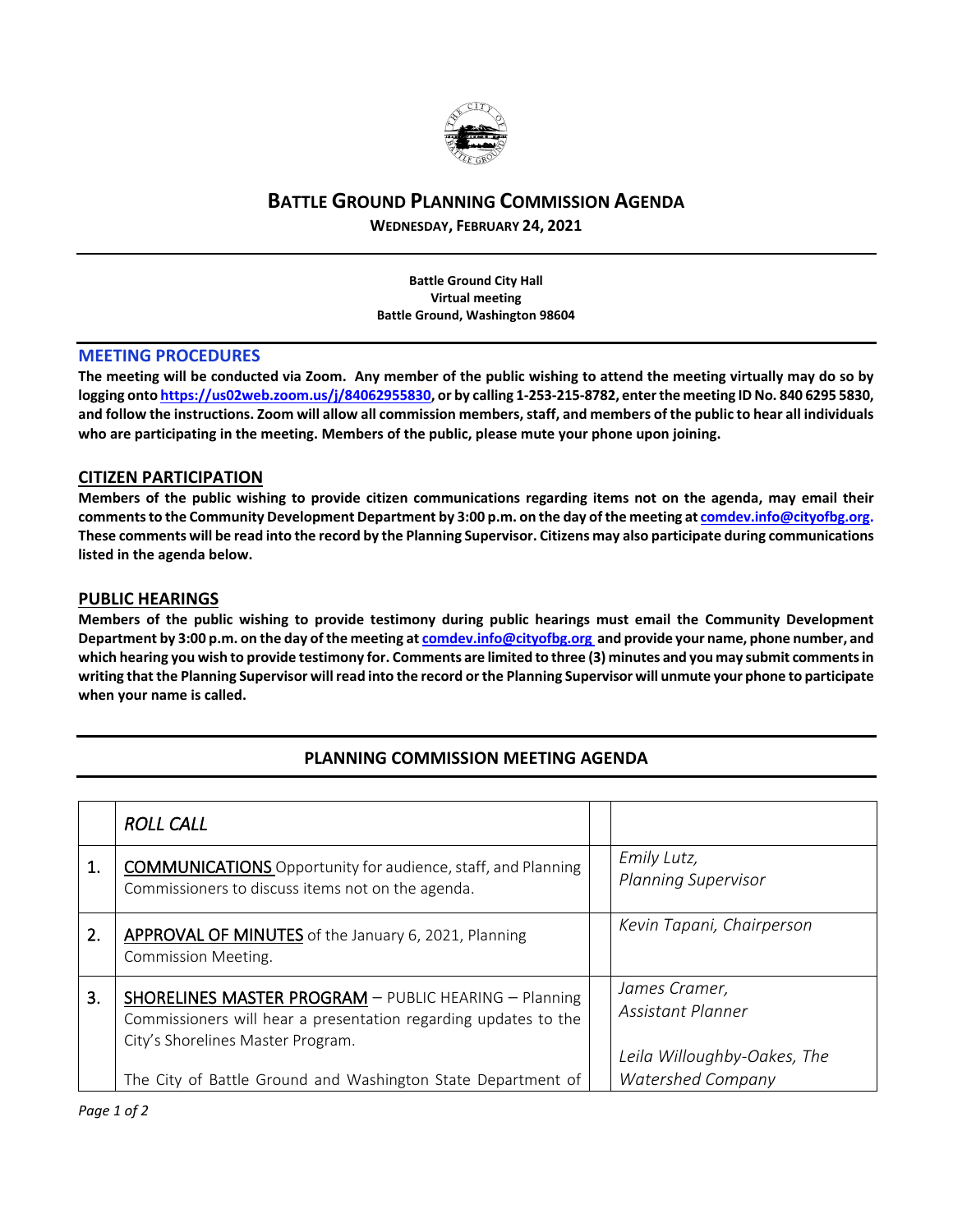# BATTLE GROUND PLANNING COMMISSION AGENDA

**WEDNESDAY, FEBRUARY 24, 2021**

**Battle Ground City Hall**
**Virtual meeting**
**Battle Ground, Washington 98604**

## MEETING PROCEDURES

**The meeting will be conducted via Zoom. Any member of the public wishing to attend the meeting virtually may do so by logging onto https://us02web.zoom.us/j/84062955830, or by calling 1-253-215-8782, enter the meeting ID No. 840 6295 5830, and follow the instructions. Zoom will allow all commission members, staff, and members of the public to hear all individuals who are participating in the meeting. Members of the public, please mute your phone upon joining.**

## CITIZEN PARTICIPATION

**Members of the public wishing to provide citizen communications regarding items not on the agenda, may email their comments to the Community Development Department by 3:00 p.m. on the day of the meeting at comdev.info@cityofbg.org. These comments will be read into the record by the Planning Supervisor. Citizens may also participate during communications listed in the agenda below.**

## PUBLIC HEARINGS

**Members of the public wishing to provide testimony during public hearings must email the Community Development Department by 3:00 p.m. on the day of the meeting at comdev.info@cityofbg.org and provide your name, phone number, and which hearing you wish to provide testimony for. Comments are limited to three (3) minutes and you may submit comments in writing that the Planning Supervisor will read into the record or the Planning Supervisor will unmute your phone to participate when your name is called.**

## PLANNING COMMISSION MEETING AGENDA

| | *ROLL CALL* | | |
|---|---|---|---|
| 1. | COMMUNICATIONS Opportunity for audience, staff, and Planning Commissioners to discuss items not on the agenda. | | *Emily Lutz, Planning Supervisor* |
| 2. | APPROVAL OF MINUTES of the January 6, 2021, Planning Commission Meeting. | | *Kevin Tapani, Chairperson* |
| 3. | SHORELINES MASTER PROGRAM – PUBLIC HEARING – Planning Commissioners will hear a presentation regarding updates to the City's Shorelines Master Program.<br><br>The City of Battle Ground and Washington State Department of | | *James Cramer, Assistant Planner*<br><br>*Leila Willoughby-Oakes, The Watershed Company* |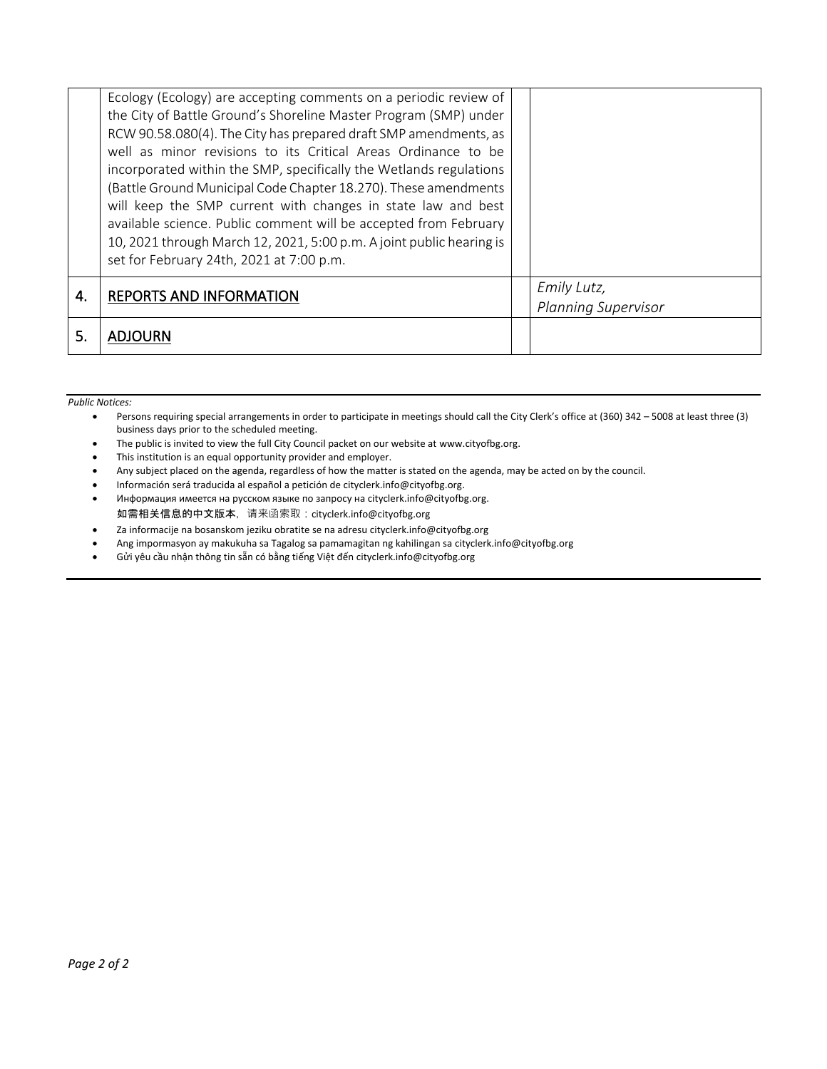| | | | |
|---|---|---|---|
| | Ecology (Ecology) are accepting comments on a periodic review of the City of Battle Ground's Shoreline Master Program (SMP) under RCW 90.58.080(4). The City has prepared draft SMP amendments, as well as minor revisions to its Critical Areas Ordinance to be incorporated within the SMP, specifically the Wetlands regulations (Battle Ground Municipal Code Chapter 18.270). These amendments will keep the SMP current with changes in state law and best available science. Public comment will be accepted from February 10, 2021 through March 12, 2021, 5:00 p.m. A joint public hearing is set for February 24th, 2021 at 7:00 p.m. | | |
| 4. | REPORTS AND INFORMATION | | *Emily Lutz, Planning Supervisor* |
| 5. | ADJOURN | | |

*Public Notices:*

- Persons requiring special arrangements in order to participate in meetings should call the City Clerk's office at (360) 342 – 5008 at least three (3) business days prior to the scheduled meeting.
- The public is invited to view the full City Council packet on our website at www.cityofbg.org.
- This institution is an equal opportunity provider and employer.
- Any subject placed on the agenda, regardless of how the matter is stated on the agenda, may be acted on by the council.
- Información será traducida al español a petición de cityclerk.info@cityofbg.org.
- Информация имеется на русском языке по запросу на cityclerk.info@cityofbg.org.
  **如需相关信息的中文版本**，请来函索取：cityclerk.info@cityofbg.org
- Za informacije na bosanskom jeziku obratite se na adresu cityclerk.info@cityofbg.org
- Ang impormasyon ay makukuha sa Tagalog sa pamamagitan ng kahilingan sa cityclerk.info@cityofbg.org
- Gửi yêu cầu nhận thông tin sẵn có bằng tiếng Việt đến cityclerk.info@cityofbg.org